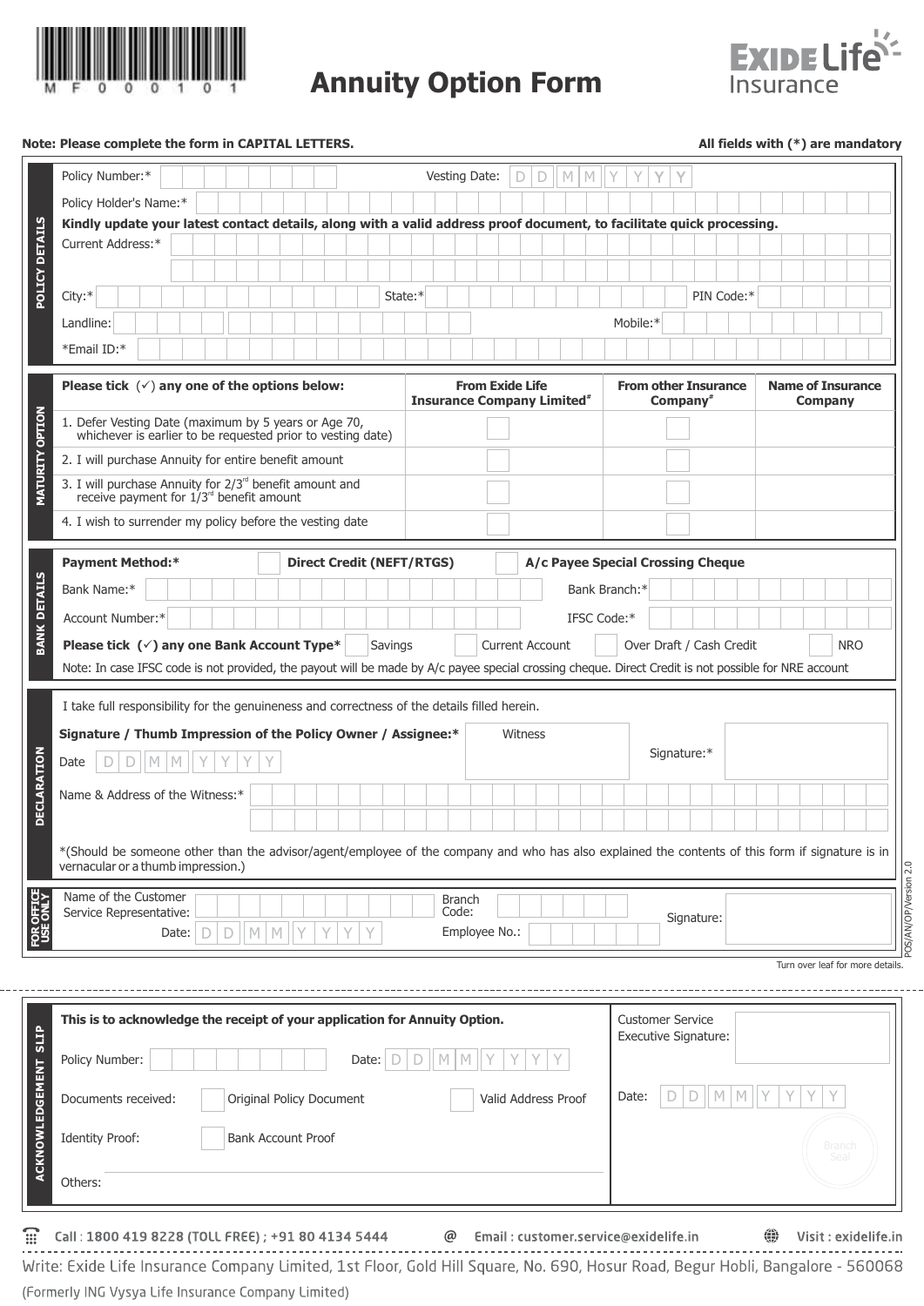MF000101

# Annuity Option Form

EXIDE Life Insurance

**Note: Please complete the form in CAPITAL LETTERS.** **All fields with (*) are mandatory**

## POLICY DETAILS

Policy Number:* Vesting Date: DD MM YYYY

Policy Holder's Name:*

**Kindly update your latest contact details, along with a valid address proof document, to facilitate quick processing.**

Current Address:*

City:* State:* PIN Code:*

Landline: Mobile:*

*Email ID:*

## MATURITY OPTION

| Please tick (✓) any one of the options below: | From Exide Life Insurance Company Limited# | From other Insurance Company# | Name of Insurance Company |
|---|---|---|---|
| 1. Defer Vesting Date (maximum by 5 years or Age 70, whichever is earlier to be requested prior to vesting date) | ☐ | ☐ | |
| 2. I will purchase Annuity for entire benefit amount | ☐ | ☐ | |
| 3. I will purchase Annuity for 2/3rd benefit amount and receive payment for 1/3rd benefit amount | ☐ | ☐ | |
| 4. I wish to surrender my policy before the vesting date | ☐ | ☐ | |

## BANK DETAILS

**Payment Method:*** ☐ **Direct Credit (NEFT/RTGS)** ☐ **A/c Payee Special Crossing Cheque**

Bank Name:* Bank Branch:*

Account Number:* IFSC Code:*

**Please tick (✓) any one Bank Account Type*** ☐ Savings ☐ Current Account ☐ Over Draft / Cash Credit ☐ NRO

Note: In case IFSC code is not provided, the payout will be made by A/c payee special crossing cheque. Direct Credit is not possible for NRE account

## DECLARATION

I take full responsibility for the genuineness and correctness of the details filled herein.

**Signature / Thumb Impression of the Policy Owner / Assignee:*** Witness Signature:*

Date DD MM YYYY

Name & Address of the Witness:*

*(Should be someone other than the advisor/agent/employee of the company and who has also explained the contents of this form if signature is in vernacular or a thumb impression.)

## FOR OFFICE USE ONLY

Name of the Customer Service Representative: Branch Code: Signature:

Date: DD MM YYYY Employee No.:

POS/AN/OP/Version 2.0

Turn over leaf for more details.

---

## ACKNOWLEDGEMENT SLIP

**This is to acknowledge the receipt of your application for Annuity Option.**

Policy Number: Date: DD MM YYYY

Documents received: ☐ Original Policy Document ☐ Valid Address Proof

Identity Proof: ☐ Bank Account Proof

Others:

Customer Service Executive Signature:

Date: DD MM YYYY

Branch Seal

Call : 1800 419 8228 (TOLL FREE) ; +91 80 4134 5444 Email : customer.service@exidelife.in Visit : exidelife.in

Write: Exide Life Insurance Company Limited, 1st Floor, Gold Hill Square, No. 690, Hosur Road, Begur Hobli, Bangalore - 560068

(Formerly ING Vysya Life Insurance Company Limited)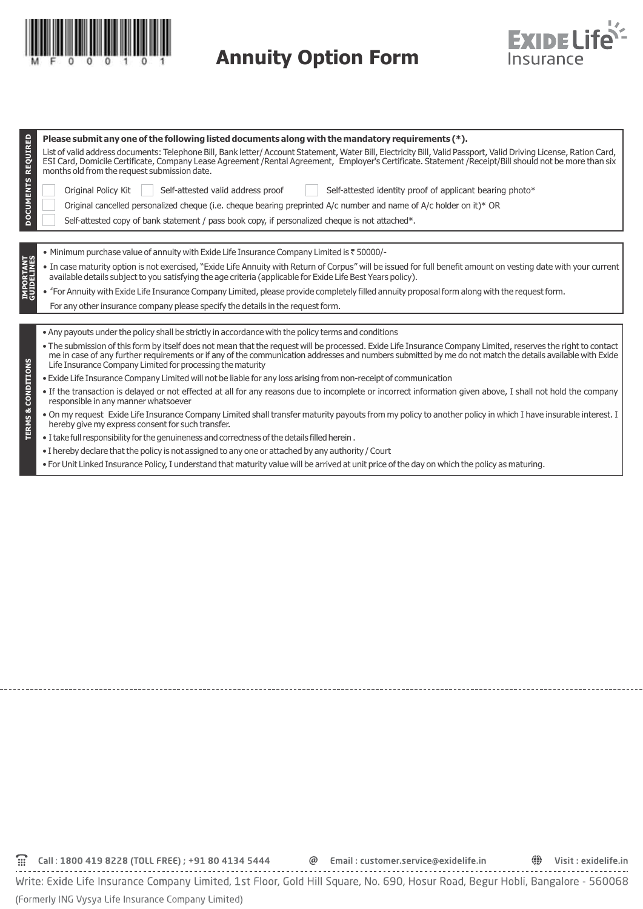MF000101

# Annuity Option Form

Exide Life Insurance

## DOCUMENTS REQUIRED

**Please submit any one of the following listed documents along with the mandatory requirements (*).**

List of valid address documents: Telephone Bill, Bank letter/ Account Statement, Water Bill, Electricity Bill, Valid Passport, Valid Driving License, Ration Card, ESI Card, Domicile Certificate, Company Lease Agreement /Rental Agreement, Employer's Certificate. Statement /Receipt/Bill should not be more than six months old from the request submission date.

- [ ] Original Policy Kit
- [ ] Self-attested valid address proof
- [ ] Self-attested identity proof of applicant bearing photo*
- [ ] Original cancelled personalized cheque (i.e. cheque bearing preprinted A/c number and name of A/c holder on it)* OR
- [ ] Self-attested copy of bank statement / pass book copy, if personalized cheque is not attached*.

## IMPORTANT GUIDELINES

- Minimum purchase value of annuity with Exide Life Insurance Company Limited is ₹ 50000/-
- In case maturity option is not exercised, "Exide Life Annuity with Return of Corpus" will be issued for full benefit amount on vesting date with your current available details subject to you satisfying the age criteria (applicable for Exide Life Best Years policy).
- *For Annuity with Exide Life Insurance Company Limited, please provide completely filled annuity proposal form along with the request form.

  For any other insurance company please specify the details in the request form.

## TERMS & CONDITIONS

- Any payouts under the policy shall be strictly in accordance with the policy terms and conditions
- The submission of this form by itself does not mean that the request will be processed. Exide Life Insurance Company Limited, reserves the right to contact me in case of any further requirements or if any of the communication addresses and numbers submitted by me do not match the details available with Exide Life Insurance Company Limited for processing the maturity
- Exide Life Insurance Company Limited will not be liable for any loss arising from non-receipt of communication
- If the transaction is delayed or not effected at all for any reasons due to incomplete or incorrect information given above, I shall not hold the company responsible in any manner whatsoever
- On my request Exide Life Insurance Company Limited shall transfer maturity payouts from my policy to another policy in which I have insurable interest. I hereby give my express consent for such transfer.
- I take full responsibility for the genuineness and correctness of the details filled herein .
- I hereby declare that the policy is not assigned to any one or attached by any authority / Court
- For Unit Linked Insurance Policy, I understand that maturity value will be arrived at unit price of the day on which the policy as maturing.

Call : 1800 419 8228 (TOLL FREE) ; +91 80 4134 5444 Email : customer.service@exidelife.in Visit : exidelife.in

Write: Exide Life Insurance Company Limited, 1st Floor, Gold Hill Square, No. 690, Hosur Road, Begur Hobli, Bangalore - 560068

(Formerly ING Vysya Life Insurance Company Limited)